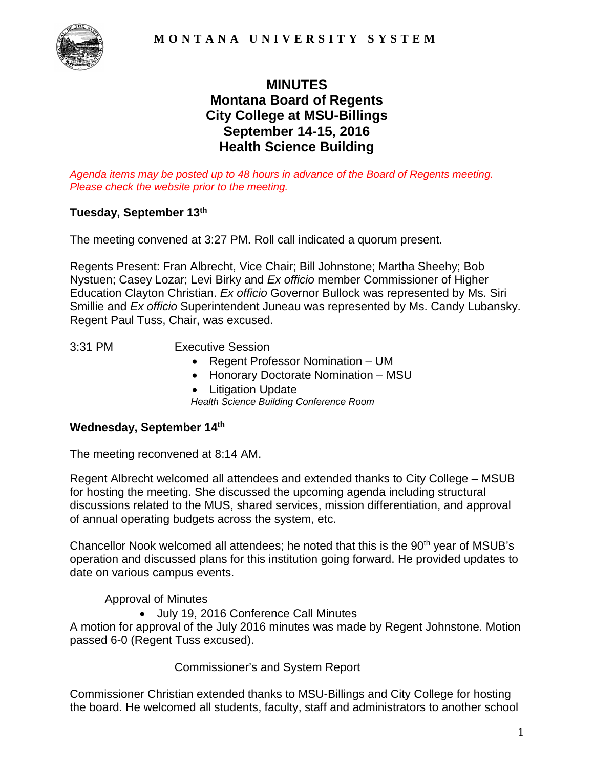# MINUTES
## Montana Board of Regents
## City College at MSU-Billings
## September 14-15, 2016
## Health Science Building

*Agenda items may be posted up to 48 hours in advance of the Board of Regents meeting. Please check the website prior to the meeting.*

**Tuesday, September 13th**

The meeting convened at 3:27 PM. Roll call indicated a quorum present.

Regents Present: Fran Albrecht, Vice Chair; Bill Johnstone; Martha Sheehy; Bob Nystuen; Casey Lozar; Levi Birky and *Ex officio* member Commissioner of Higher Education Clayton Christian. *Ex officio* Governor Bullock was represented by Ms. Siri Smillie and *Ex officio* Superintendent Juneau was represented by Ms. Candy Lubansky. Regent Paul Tuss, Chair, was excused.

3:31 PM Executive Session

- Regent Professor Nomination – UM
- Honorary Doctorate Nomination – MSU
- Litigation Update

*Health Science Building Conference Room*

**Wednesday, September 14th**

The meeting reconvened at 8:14 AM.

Regent Albrecht welcomed all attendees and extended thanks to City College – MSUB for hosting the meeting. She discussed the upcoming agenda including structural discussions related to the MUS, shared services, mission differentiation, and approval of annual operating budgets across the system, etc.

Chancellor Nook welcomed all attendees; he noted that this is the 90th year of MSUB's operation and discussed plans for this institution going forward. He provided updates to date on various campus events.

Approval of Minutes

- July 19, 2016 Conference Call Minutes

A motion for approval of the July 2016 minutes was made by Regent Johnstone. Motion passed 6-0 (Regent Tuss excused).

Commissioner's and System Report

Commissioner Christian extended thanks to MSU-Billings and City College for hosting the board. He welcomed all students, faculty, staff and administrators to another school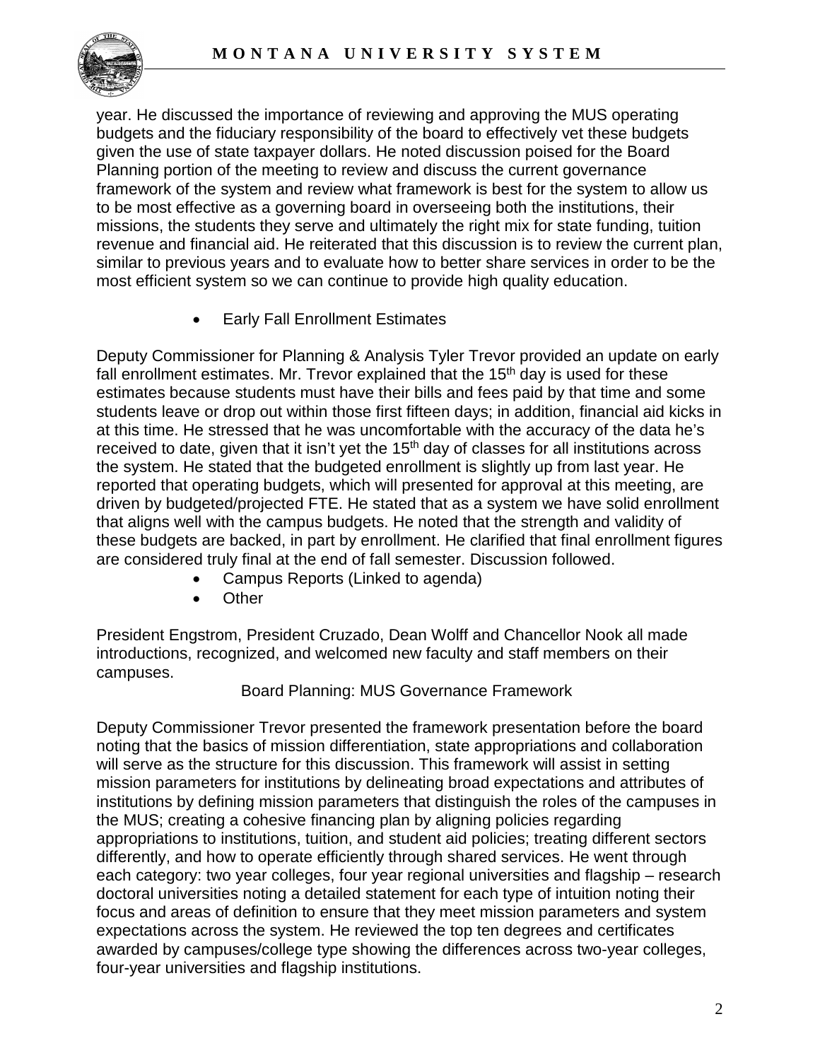year. He discussed the importance of reviewing and approving the MUS operating budgets and the fiduciary responsibility of the board to effectively vet these budgets given the use of state taxpayer dollars. He noted discussion poised for the Board Planning portion of the meeting to review and discuss the current governance framework of the system and review what framework is best for the system to allow us to be most effective as a governing board in overseeing both the institutions, their missions, the students they serve and ultimately the right mix for state funding, tuition revenue and financial aid. He reiterated that this discussion is to review the current plan, similar to previous years and to evaluate how to better share services in order to be the most efficient system so we can continue to provide high quality education.

- Early Fall Enrollment Estimates

Deputy Commissioner for Planning & Analysis Tyler Trevor provided an update on early fall enrollment estimates. Mr. Trevor explained that the 15th day is used for these estimates because students must have their bills and fees paid by that time and some students leave or drop out within those first fifteen days; in addition, financial aid kicks in at this time. He stressed that he was uncomfortable with the accuracy of the data he's received to date, given that it isn't yet the 15th day of classes for all institutions across the system. He stated that the budgeted enrollment is slightly up from last year. He reported that operating budgets, which will presented for approval at this meeting, are driven by budgeted/projected FTE. He stated that as a system we have solid enrollment that aligns well with the campus budgets. He noted that the strength and validity of these budgets are backed, in part by enrollment. He clarified that final enrollment figures are considered truly final at the end of fall semester. Discussion followed.

- Campus Reports (Linked to agenda)
- Other

President Engstrom, President Cruzado, Dean Wolff and Chancellor Nook all made introductions, recognized, and welcomed new faculty and staff members on their campuses.

Board Planning: MUS Governance Framework

Deputy Commissioner Trevor presented the framework presentation before the board noting that the basics of mission differentiation, state appropriations and collaboration will serve as the structure for this discussion. This framework will assist in setting mission parameters for institutions by delineating broad expectations and attributes of institutions by defining mission parameters that distinguish the roles of the campuses in the MUS; creating a cohesive financing plan by aligning policies regarding appropriations to institutions, tuition, and student aid policies; treating different sectors differently, and how to operate efficiently through shared services. He went through each category: two year colleges, four year regional universities and flagship – research doctoral universities noting a detailed statement for each type of intuition noting their focus and areas of definition to ensure that they meet mission parameters and system expectations across the system. He reviewed the top ten degrees and certificates awarded by campuses/college type showing the differences across two-year colleges, four-year universities and flagship institutions.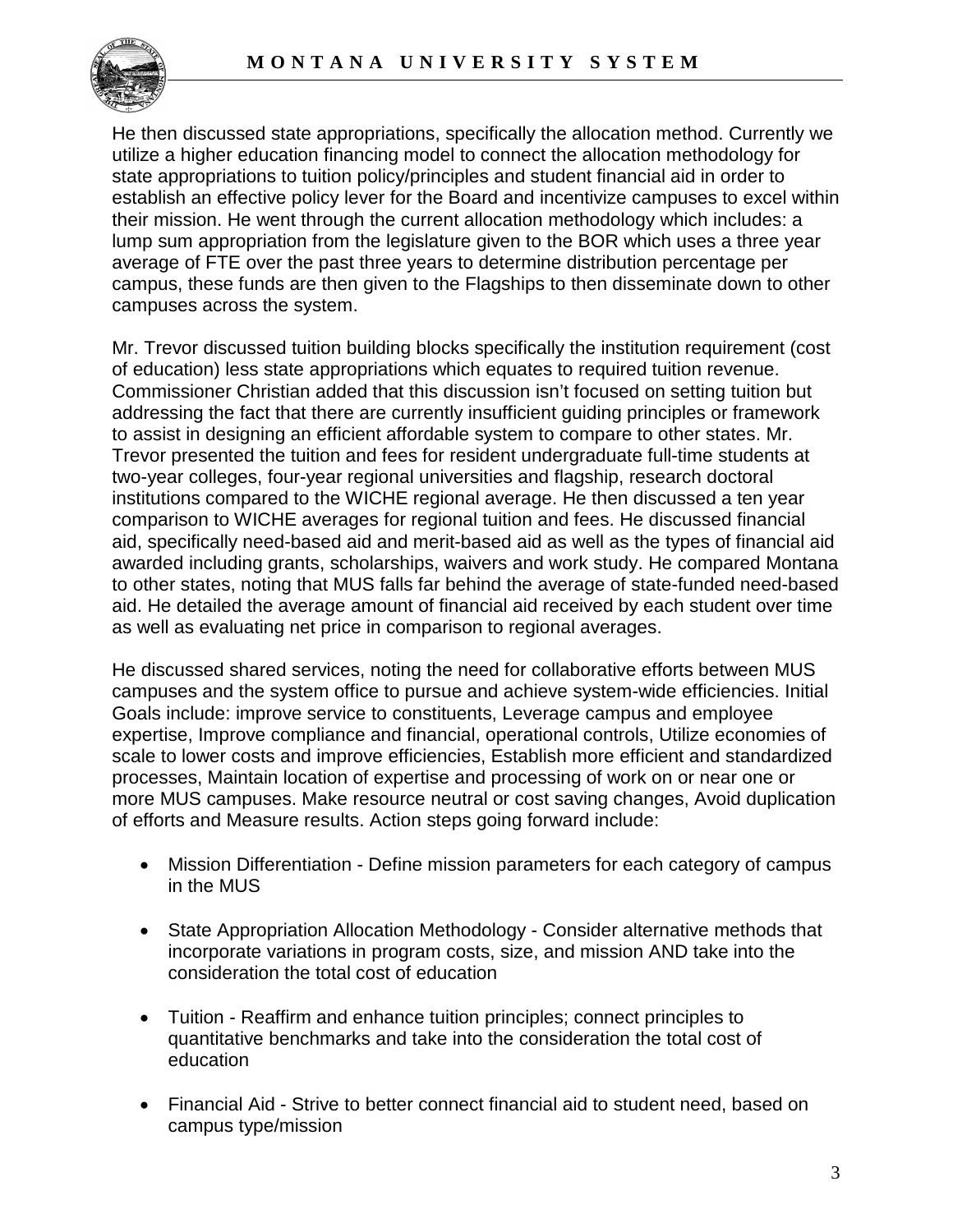He then discussed state appropriations, specifically the allocation method. Currently we utilize a higher education financing model to connect the allocation methodology for state appropriations to tuition policy/principles and student financial aid in order to establish an effective policy lever for the Board and incentivize campuses to excel within their mission. He went through the current allocation methodology which includes: a lump sum appropriation from the legislature given to the BOR which uses a three year average of FTE over the past three years to determine distribution percentage per campus, these funds are then given to the Flagships to then disseminate down to other campuses across the system.

Mr. Trevor discussed tuition building blocks specifically the institution requirement (cost of education) less state appropriations which equates to required tuition revenue. Commissioner Christian added that this discussion isn't focused on setting tuition but addressing the fact that there are currently insufficient guiding principles or framework to assist in designing an efficient affordable system to compare to other states. Mr. Trevor presented the tuition and fees for resident undergraduate full-time students at two-year colleges, four-year regional universities and flagship, research doctoral institutions compared to the WICHE regional average. He then discussed a ten year comparison to WICHE averages for regional tuition and fees. He discussed financial aid, specifically need-based aid and merit-based aid as well as the types of financial aid awarded including grants, scholarships, waivers and work study. He compared Montana to other states, noting that MUS falls far behind the average of state-funded need-based aid. He detailed the average amount of financial aid received by each student over time as well as evaluating net price in comparison to regional averages.

He discussed shared services, noting the need for collaborative efforts between MUS campuses and the system office to pursue and achieve system-wide efficiencies. Initial Goals include: improve service to constituents, Leverage campus and employee expertise, Improve compliance and financial, operational controls, Utilize economies of scale to lower costs and improve efficiencies, Establish more efficient and standardized processes, Maintain location of expertise and processing of work on or near one or more MUS campuses. Make resource neutral or cost saving changes, Avoid duplication of efforts and Measure results. Action steps going forward include:

- Mission Differentiation - Define mission parameters for each category of campus in the MUS
- State Appropriation Allocation Methodology - Consider alternative methods that incorporate variations in program costs, size, and mission AND take into the consideration the total cost of education
- Tuition - Reaffirm and enhance tuition principles; connect principles to quantitative benchmarks and take into the consideration the total cost of education
- Financial Aid - Strive to better connect financial aid to student need, based on campus type/mission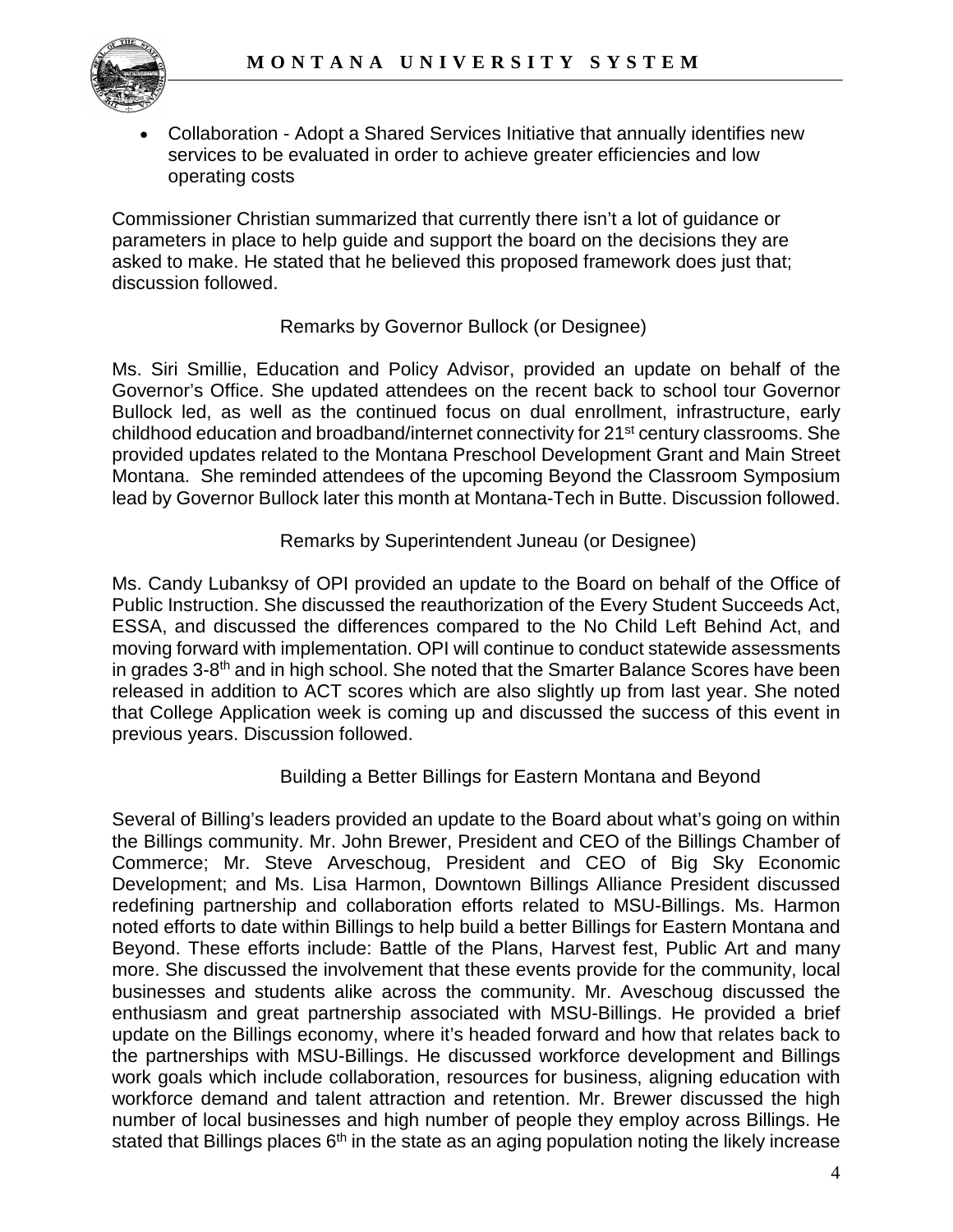- Collaboration - Adopt a Shared Services Initiative that annually identifies new services to be evaluated in order to achieve greater efficiencies and low operating costs

Commissioner Christian summarized that currently there isn't a lot of guidance or parameters in place to help guide and support the board on the decisions they are asked to make. He stated that he believed this proposed framework does just that; discussion followed.

Remarks by Governor Bullock (or Designee)

Ms. Siri Smillie, Education and Policy Advisor, provided an update on behalf of the Governor's Office. She updated attendees on the recent back to school tour Governor Bullock led, as well as the continued focus on dual enrollment, infrastructure, early childhood education and broadband/internet connectivity for 21st century classrooms. She provided updates related to the Montana Preschool Development Grant and Main Street Montana. She reminded attendees of the upcoming Beyond the Classroom Symposium lead by Governor Bullock later this month at Montana-Tech in Butte. Discussion followed.

Remarks by Superintendent Juneau (or Designee)

Ms. Candy Lubanksy of OPI provided an update to the Board on behalf of the Office of Public Instruction. She discussed the reauthorization of the Every Student Succeeds Act, ESSA, and discussed the differences compared to the No Child Left Behind Act, and moving forward with implementation. OPI will continue to conduct statewide assessments in grades 3-8th and in high school. She noted that the Smarter Balance Scores have been released in addition to ACT scores which are also slightly up from last year. She noted that College Application week is coming up and discussed the success of this event in previous years. Discussion followed.

Building a Better Billings for Eastern Montana and Beyond

Several of Billing's leaders provided an update to the Board about what's going on within the Billings community. Mr. John Brewer, President and CEO of the Billings Chamber of Commerce; Mr. Steve Arveschoug, President and CEO of Big Sky Economic Development; and Ms. Lisa Harmon, Downtown Billings Alliance President discussed redefining partnership and collaboration efforts related to MSU-Billings. Ms. Harmon noted efforts to date within Billings to help build a better Billings for Eastern Montana and Beyond. These efforts include: Battle of the Plans, Harvest fest, Public Art and many more. She discussed the involvement that these events provide for the community, local businesses and students alike across the community. Mr. Aveschoug discussed the enthusiasm and great partnership associated with MSU-Billings. He provided a brief update on the Billings economy, where it's headed forward and how that relates back to the partnerships with MSU-Billings. He discussed workforce development and Billings work goals which include collaboration, resources for business, aligning education with workforce demand and talent attraction and retention. Mr. Brewer discussed the high number of local businesses and high number of people they employ across Billings. He stated that Billings places 6th in the state as an aging population noting the likely increase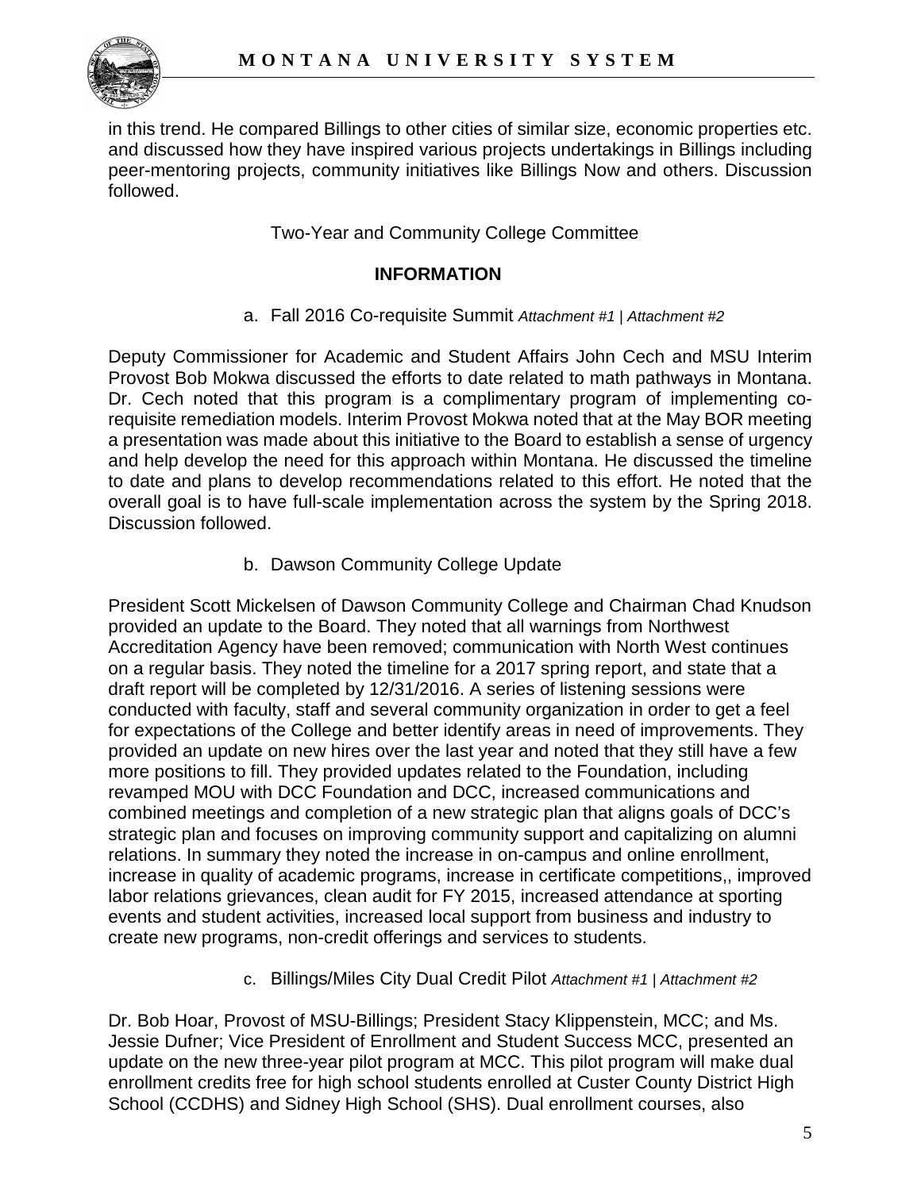in this trend. He compared Billings to other cities of similar size, economic properties etc. and discussed how they have inspired various projects undertakings in Billings including peer-mentoring projects, community initiatives like Billings Now and others. Discussion followed.

Two-Year and Community College Committee

**INFORMATION**

a. Fall 2016 Co-requisite Summit *Attachment #1 | Attachment #2*

Deputy Commissioner for Academic and Student Affairs John Cech and MSU Interim Provost Bob Mokwa discussed the efforts to date related to math pathways in Montana. Dr. Cech noted that this program is a complimentary program of implementing co-requisite remediation models. Interim Provost Mokwa noted that at the May BOR meeting a presentation was made about this initiative to the Board to establish a sense of urgency and help develop the need for this approach within Montana. He discussed the timeline to date and plans to develop recommendations related to this effort. He noted that the overall goal is to have full-scale implementation across the system by the Spring 2018. Discussion followed.

b. Dawson Community College Update

President Scott Mickelsen of Dawson Community College and Chairman Chad Knudson provided an update to the Board. They noted that all warnings from Northwest Accreditation Agency have been removed; communication with North West continues on a regular basis. They noted the timeline for a 2017 spring report, and state that a draft report will be completed by 12/31/2016. A series of listening sessions were conducted with faculty, staff and several community organization in order to get a feel for expectations of the College and better identify areas in need of improvements. They provided an update on new hires over the last year and noted that they still have a few more positions to fill. They provided updates related to the Foundation, including revamped MOU with DCC Foundation and DCC, increased communications and combined meetings and completion of a new strategic plan that aligns goals of DCC's strategic plan and focuses on improving community support and capitalizing on alumni relations. In summary they noted the increase in on-campus and online enrollment, increase in quality of academic programs, increase in certificate competitions,, improved labor relations grievances, clean audit for FY 2015, increased attendance at sporting events and student activities, increased local support from business and industry to create new programs, non-credit offerings and services to students.

c. Billings/Miles City Dual Credit Pilot *Attachment #1 | Attachment #2*

Dr. Bob Hoar, Provost of MSU-Billings; President Stacy Klippenstein, MCC; and Ms. Jessie Dufner; Vice President of Enrollment and Student Success MCC, presented an update on the new three-year pilot program at MCC. This pilot program will make dual enrollment credits free for high school students enrolled at Custer County District High School (CCDHS) and Sidney High School (SHS). Dual enrollment courses, also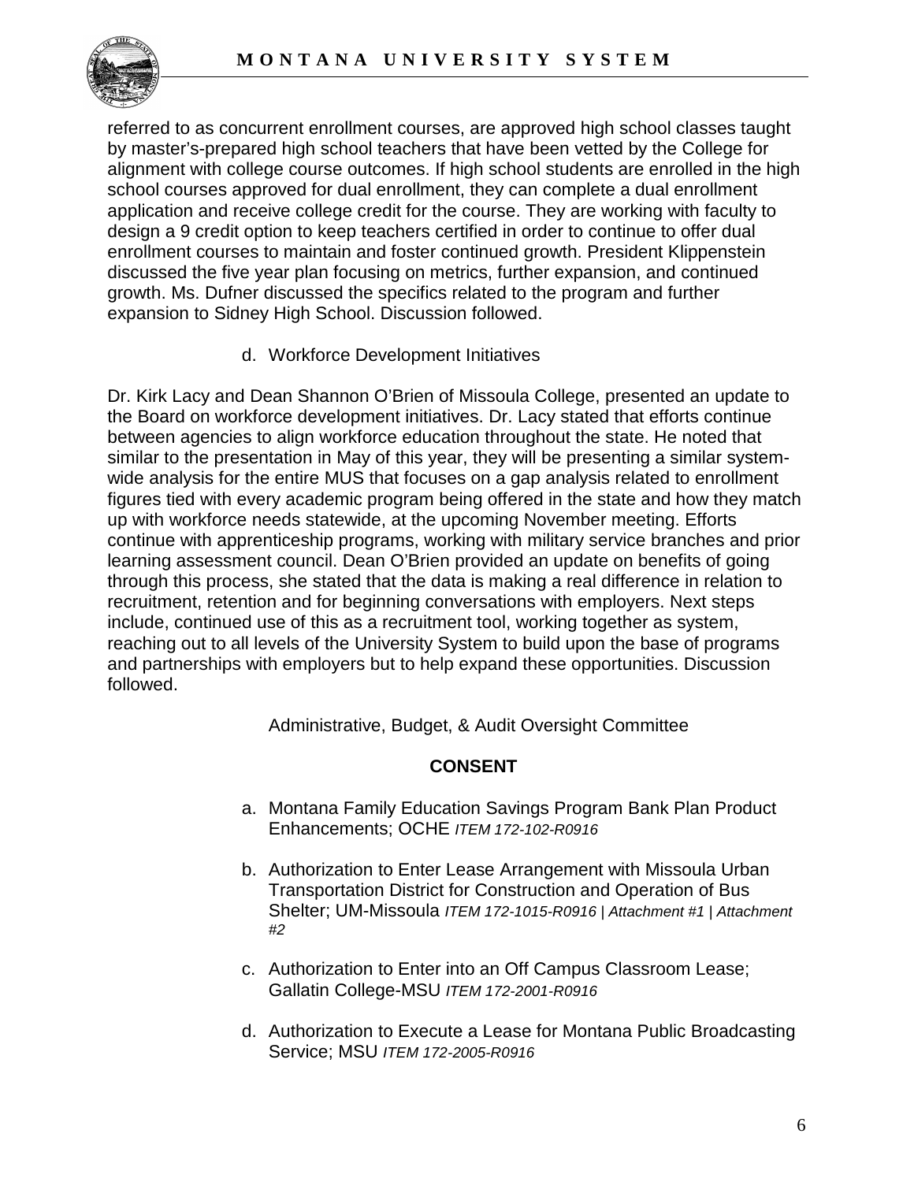referred to as concurrent enrollment courses, are approved high school classes taught by master's-prepared high school teachers that have been vetted by the College for alignment with college course outcomes. If high school students are enrolled in the high school courses approved for dual enrollment, they can complete a dual enrollment application and receive college credit for the course. They are working with faculty to design a 9 credit option to keep teachers certified in order to continue to offer dual enrollment courses to maintain and foster continued growth. President Klippenstein discussed the five year plan focusing on metrics, further expansion, and continued growth. Ms. Dufner discussed the specifics related to the program and further expansion to Sidney High School. Discussion followed.

d. Workforce Development Initiatives

Dr. Kirk Lacy and Dean Shannon O'Brien of Missoula College, presented an update to the Board on workforce development initiatives. Dr. Lacy stated that efforts continue between agencies to align workforce education throughout the state. He noted that similar to the presentation in May of this year, they will be presenting a similar system-wide analysis for the entire MUS that focuses on a gap analysis related to enrollment figures tied with every academic program being offered in the state and how they match up with workforce needs statewide, at the upcoming November meeting. Efforts continue with apprenticeship programs, working with military service branches and prior learning assessment council. Dean O'Brien provided an update on benefits of going through this process, she stated that the data is making a real difference in relation to recruitment, retention and for beginning conversations with employers. Next steps include, continued use of this as a recruitment tool, working together as system, reaching out to all levels of the University System to build upon the base of programs and partnerships with employers but to help expand these opportunities. Discussion followed.

Administrative, Budget, & Audit Oversight Committee

**CONSENT**

a. Montana Family Education Savings Program Bank Plan Product Enhancements; OCHE *ITEM 172-102-R0916*

b. Authorization to Enter Lease Arrangement with Missoula Urban Transportation District for Construction and Operation of Bus Shelter; UM-Missoula *ITEM 172-1015-R0916 | Attachment #1 | Attachment #2*

c. Authorization to Enter into an Off Campus Classroom Lease; Gallatin College-MSU *ITEM 172-2001-R0916*

d. Authorization to Execute a Lease for Montana Public Broadcasting Service; MSU *ITEM 172-2005-R0916*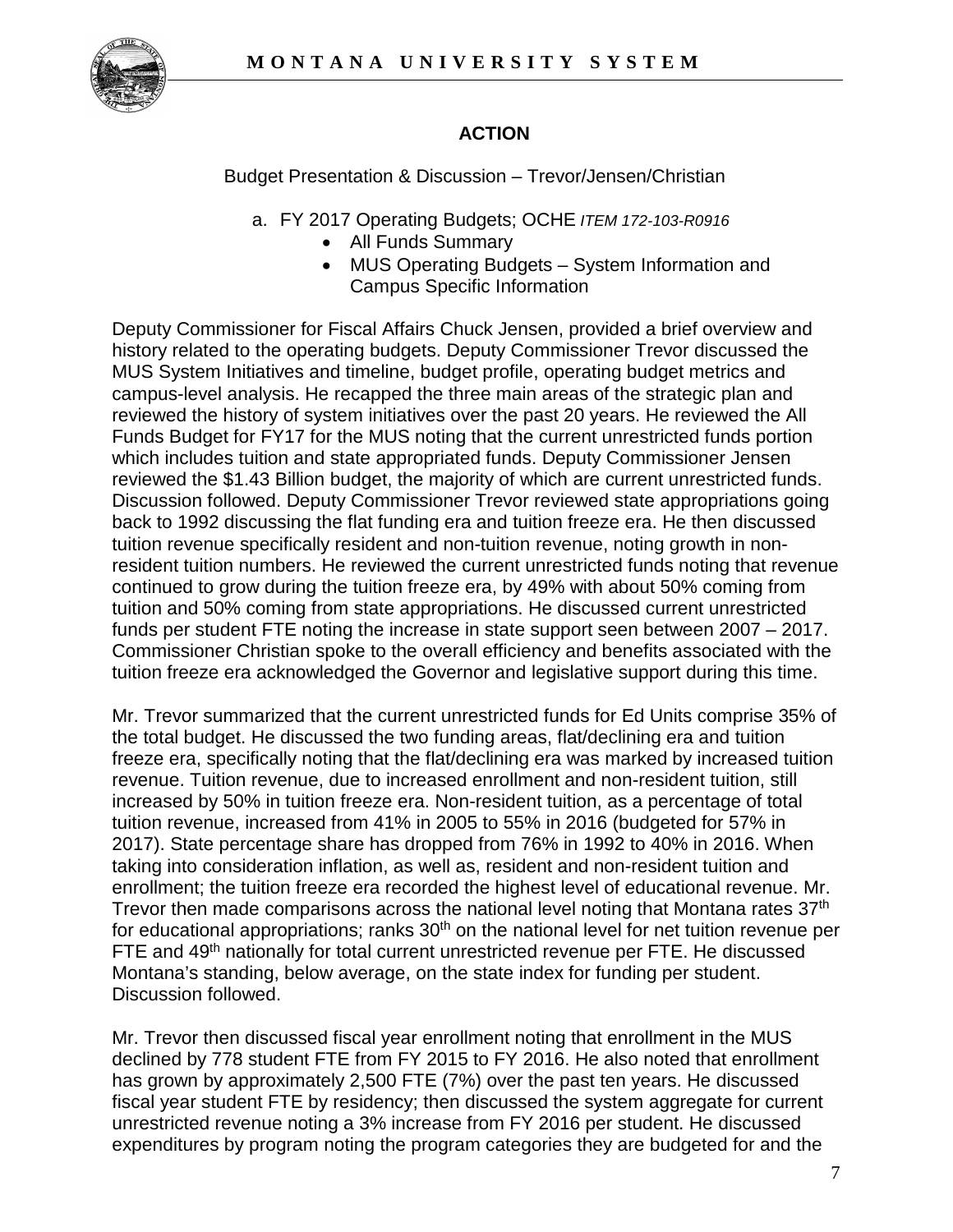## ACTION

Budget Presentation & Discussion – Trevor/Jensen/Christian

a. FY 2017 Operating Budgets; OCHE *ITEM 172-103-R0916*
   - All Funds Summary
   - MUS Operating Budgets – System Information and Campus Specific Information

Deputy Commissioner for Fiscal Affairs Chuck Jensen, provided a brief overview and history related to the operating budgets. Deputy Commissioner Trevor discussed the MUS System Initiatives and timeline, budget profile, operating budget metrics and campus-level analysis. He recapped the three main areas of the strategic plan and reviewed the history of system initiatives over the past 20 years. He reviewed the All Funds Budget for FY17 for the MUS noting that the current unrestricted funds portion which includes tuition and state appropriated funds. Deputy Commissioner Jensen reviewed the $1.43 Billion budget, the majority of which are current unrestricted funds. Discussion followed. Deputy Commissioner Trevor reviewed state appropriations going back to 1992 discussing the flat funding era and tuition freeze era. He then discussed tuition revenue specifically resident and non-tuition revenue, noting growth in non-resident tuition numbers. He reviewed the current unrestricted funds noting that revenue continued to grow during the tuition freeze era, by 49% with about 50% coming from tuition and 50% coming from state appropriations. He discussed current unrestricted funds per student FTE noting the increase in state support seen between 2007 – 2017. Commissioner Christian spoke to the overall efficiency and benefits associated with the tuition freeze era acknowledged the Governor and legislative support during this time.

Mr. Trevor summarized that the current unrestricted funds for Ed Units comprise 35% of the total budget. He discussed the two funding areas, flat/declining era and tuition freeze era, specifically noting that the flat/declining era was marked by increased tuition revenue. Tuition revenue, due to increased enrollment and non-resident tuition, still increased by 50% in tuition freeze era. Non-resident tuition, as a percentage of total tuition revenue, increased from 41% in 2005 to 55% in 2016 (budgeted for 57% in 2017). State percentage share has dropped from 76% in 1992 to 40% in 2016. When taking into consideration inflation, as well as, resident and non-resident tuition and enrollment; the tuition freeze era recorded the highest level of educational revenue. Mr. Trevor then made comparisons across the national level noting that Montana rates 37th for educational appropriations; ranks 30th on the national level for net tuition revenue per FTE and 49th nationally for total current unrestricted revenue per FTE. He discussed Montana's standing, below average, on the state index for funding per student. Discussion followed.

Mr. Trevor then discussed fiscal year enrollment noting that enrollment in the MUS declined by 778 student FTE from FY 2015 to FY 2016. He also noted that enrollment has grown by approximately 2,500 FTE (7%) over the past ten years. He discussed fiscal year student FTE by residency; then discussed the system aggregate for current unrestricted revenue noting a 3% increase from FY 2016 per student. He discussed expenditures by program noting the program categories they are budgeted for and the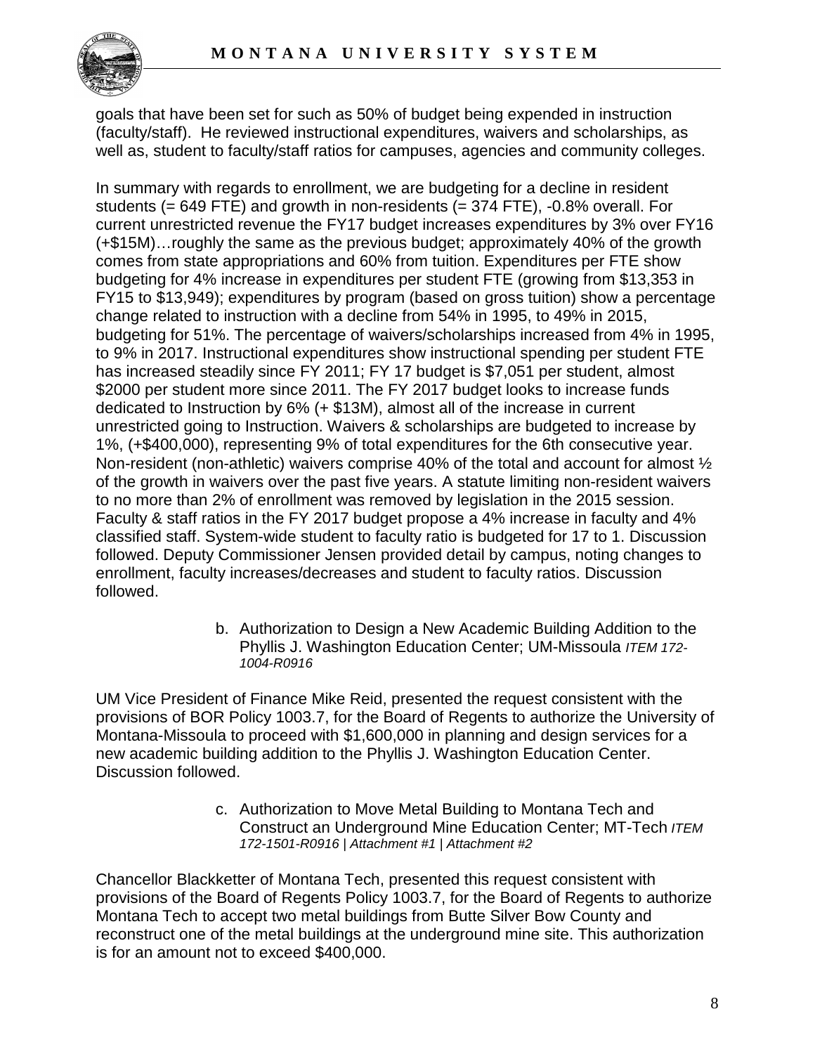goals that have been set for such as 50% of budget being expended in instruction (faculty/staff). He reviewed instructional expenditures, waivers and scholarships, as well as, student to faculty/staff ratios for campuses, agencies and community colleges.

In summary with regards to enrollment, we are budgeting for a decline in resident students (= 649 FTE) and growth in non-residents (= 374 FTE), -0.8% overall. For current unrestricted revenue the FY17 budget increases expenditures by 3% over FY16 (+$15M)…roughly the same as the previous budget; approximately 40% of the growth comes from state appropriations and 60% from tuition. Expenditures per FTE show budgeting for 4% increase in expenditures per student FTE (growing from $13,353 in FY15 to $13,949); expenditures by program (based on gross tuition) show a percentage change related to instruction with a decline from 54% in 1995, to 49% in 2015, budgeting for 51%. The percentage of waivers/scholarships increased from 4% in 1995, to 9% in 2017. Instructional expenditures show instructional spending per student FTE has increased steadily since FY 2011; FY 17 budget is $7,051 per student, almost $2000 per student more since 2011. The FY 2017 budget looks to increase funds dedicated to Instruction by 6% (+ $13M), almost all of the increase in current unrestricted going to Instruction. Waivers & scholarships are budgeted to increase by 1%, (+$400,000), representing 9% of total expenditures for the 6th consecutive year. Non-resident (non-athletic) waivers comprise 40% of the total and account for almost ½ of the growth in waivers over the past five years. A statute limiting non-resident waivers to no more than 2% of enrollment was removed by legislation in the 2015 session. Faculty & staff ratios in the FY 2017 budget propose a 4% increase in faculty and 4% classified staff. System-wide student to faculty ratio is budgeted for 17 to 1. Discussion followed. Deputy Commissioner Jensen provided detail by campus, noting changes to enrollment, faculty increases/decreases and student to faculty ratios. Discussion followed.

b. Authorization to Design a New Academic Building Addition to the Phyllis J. Washington Education Center; UM-Missoula *ITEM 172-1004-R0916*

UM Vice President of Finance Mike Reid, presented the request consistent with the provisions of BOR Policy 1003.7, for the Board of Regents to authorize the University of Montana-Missoula to proceed with $1,600,000 in planning and design services for a new academic building addition to the Phyllis J. Washington Education Center. Discussion followed.

c. Authorization to Move Metal Building to Montana Tech and Construct an Underground Mine Education Center; MT-Tech *ITEM 172-1501-R0916 | Attachment #1 | Attachment #2*

Chancellor Blackketter of Montana Tech, presented this request consistent with provisions of the Board of Regents Policy 1003.7, for the Board of Regents to authorize Montana Tech to accept two metal buildings from Butte Silver Bow County and reconstruct one of the metal buildings at the underground mine site. This authorization is for an amount not to exceed $400,000.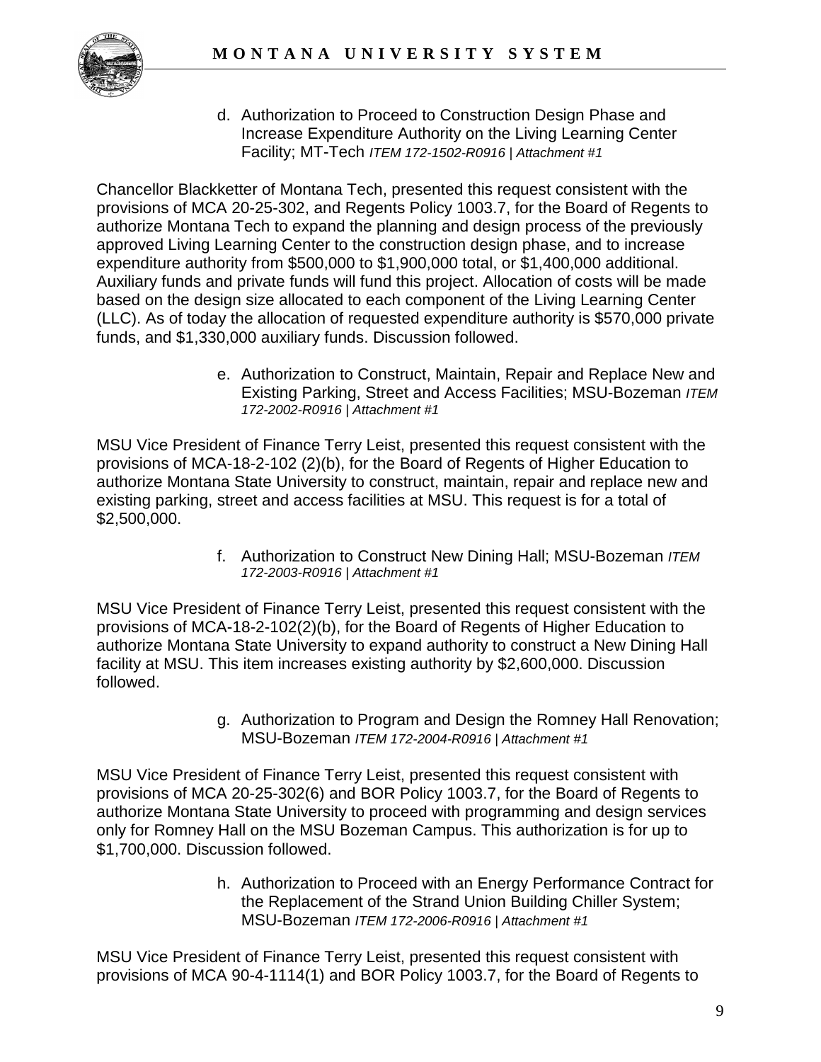d. Authorization to Proceed to Construction Design Phase and Increase Expenditure Authority on the Living Learning Center Facility; MT-Tech *ITEM 172-1502-R0916 | Attachment #1*

Chancellor Blackketter of Montana Tech, presented this request consistent with the provisions of MCA 20-25-302, and Regents Policy 1003.7, for the Board of Regents to authorize Montana Tech to expand the planning and design process of the previously approved Living Learning Center to the construction design phase, and to increase expenditure authority from $500,000 to $1,900,000 total, or $1,400,000 additional. Auxiliary funds and private funds will fund this project. Allocation of costs will be made based on the design size allocated to each component of the Living Learning Center (LLC). As of today the allocation of requested expenditure authority is $570,000 private funds, and $1,330,000 auxiliary funds. Discussion followed.

e. Authorization to Construct, Maintain, Repair and Replace New and Existing Parking, Street and Access Facilities; MSU-Bozeman *ITEM 172-2002-R0916 | Attachment #1*

MSU Vice President of Finance Terry Leist, presented this request consistent with the provisions of MCA-18-2-102 (2)(b), for the Board of Regents of Higher Education to authorize Montana State University to construct, maintain, repair and replace new and existing parking, street and access facilities at MSU. This request is for a total of $2,500,000.

f. Authorization to Construct New Dining Hall; MSU-Bozeman *ITEM 172-2003-R0916 | Attachment #1*

MSU Vice President of Finance Terry Leist, presented this request consistent with the provisions of MCA-18-2-102(2)(b), for the Board of Regents of Higher Education to authorize Montana State University to expand authority to construct a New Dining Hall facility at MSU. This item increases existing authority by $2,600,000. Discussion followed.

g. Authorization to Program and Design the Romney Hall Renovation; MSU-Bozeman *ITEM 172-2004-R0916 | Attachment #1*

MSU Vice President of Finance Terry Leist, presented this request consistent with provisions of MCA 20-25-302(6) and BOR Policy 1003.7, for the Board of Regents to authorize Montana State University to proceed with programming and design services only for Romney Hall on the MSU Bozeman Campus. This authorization is for up to $1,700,000. Discussion followed.

h. Authorization to Proceed with an Energy Performance Contract for the Replacement of the Strand Union Building Chiller System; MSU-Bozeman *ITEM 172-2006-R0916 | Attachment #1*

MSU Vice President of Finance Terry Leist, presented this request consistent with provisions of MCA 90-4-1114(1) and BOR Policy 1003.7, for the Board of Regents to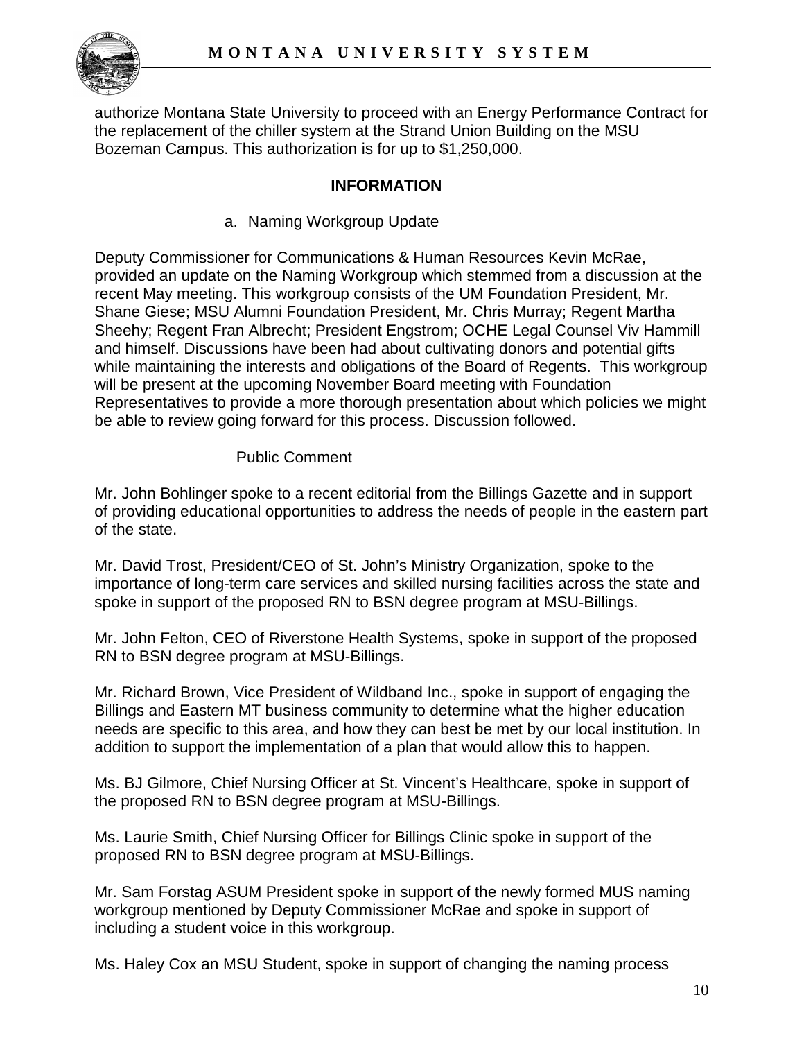authorize Montana State University to proceed with an Energy Performance Contract for the replacement of the chiller system at the Strand Union Building on the MSU Bozeman Campus. This authorization is for up to $1,250,000.

**INFORMATION**

a. Naming Workgroup Update

Deputy Commissioner for Communications & Human Resources Kevin McRae, provided an update on the Naming Workgroup which stemmed from a discussion at the recent May meeting. This workgroup consists of the UM Foundation President, Mr. Shane Giese; MSU Alumni Foundation President, Mr. Chris Murray; Regent Martha Sheehy; Regent Fran Albrecht; President Engstrom; OCHE Legal Counsel Viv Hammill and himself. Discussions have been had about cultivating donors and potential gifts while maintaining the interests and obligations of the Board of Regents. This workgroup will be present at the upcoming November Board meeting with Foundation Representatives to provide a more thorough presentation about which policies we might be able to review going forward for this process. Discussion followed.

Public Comment

Mr. John Bohlinger spoke to a recent editorial from the Billings Gazette and in support of providing educational opportunities to address the needs of people in the eastern part of the state.

Mr. David Trost, President/CEO of St. John's Ministry Organization, spoke to the importance of long-term care services and skilled nursing facilities across the state and spoke in support of the proposed RN to BSN degree program at MSU-Billings.

Mr. John Felton, CEO of Riverstone Health Systems, spoke in support of the proposed RN to BSN degree program at MSU-Billings.

Mr. Richard Brown, Vice President of Wildband Inc., spoke in support of engaging the Billings and Eastern MT business community to determine what the higher education needs are specific to this area, and how they can best be met by our local institution. In addition to support the implementation of a plan that would allow this to happen.

Ms. BJ Gilmore, Chief Nursing Officer at St. Vincent's Healthcare, spoke in support of the proposed RN to BSN degree program at MSU-Billings.

Ms. Laurie Smith, Chief Nursing Officer for Billings Clinic spoke in support of the proposed RN to BSN degree program at MSU-Billings.

Mr. Sam Forstag ASUM President spoke in support of the newly formed MUS naming workgroup mentioned by Deputy Commissioner McRae and spoke in support of including a student voice in this workgroup.

Ms. Haley Cox an MSU Student, spoke in support of changing the naming process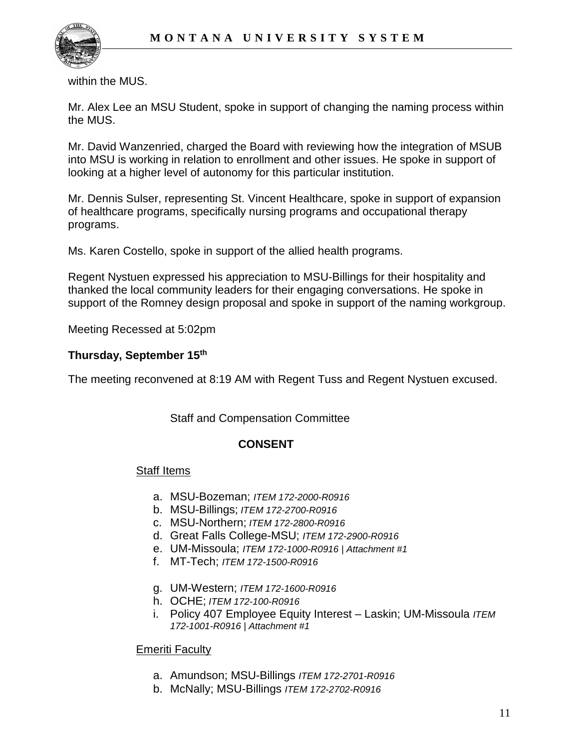within the MUS.

Mr. Alex Lee an MSU Student, spoke in support of changing the naming process within the MUS.

Mr. David Wanzenried, charged the Board with reviewing how the integration of MSUB into MSU is working in relation to enrollment and other issues. He spoke in support of looking at a higher level of autonomy for this particular institution.

Mr. Dennis Sulser, representing St. Vincent Healthcare, spoke in support of expansion of healthcare programs, specifically nursing programs and occupational therapy programs.

Ms. Karen Costello, spoke in support of the allied health programs.

Regent Nystuen expressed his appreciation to MSU-Billings for their hospitality and thanked the local community leaders for their engaging conversations. He spoke in support of the Romney design proposal and spoke in support of the naming workgroup.

Meeting Recessed at 5:02pm

**Thursday, September 15th**

The meeting reconvened at 8:19 AM with Regent Tuss and Regent Nystuen excused.

Staff and Compensation Committee

**CONSENT**

Staff Items

a. MSU-Bozeman; *ITEM 172-2000-R0916*
b. MSU-Billings; *ITEM 172-2700-R0916*
c. MSU-Northern; *ITEM 172-2800-R0916*
d. Great Falls College-MSU; *ITEM 172-2900-R0916*
e. UM-Missoula; *ITEM 172-1000-R0916 | Attachment #1*
f. MT-Tech; *ITEM 172-1500-R0916*
g. UM-Western; *ITEM 172-1600-R0916*
h. OCHE; *ITEM 172-100-R0916*
i. Policy 407 Employee Equity Interest – Laskin; UM-Missoula *ITEM 172-1001-R0916 | Attachment #1*

Emeriti Faculty

a. Amundson; MSU-Billings *ITEM 172-2701-R0916*
b. McNally; MSU-Billings *ITEM 172-2702-R0916*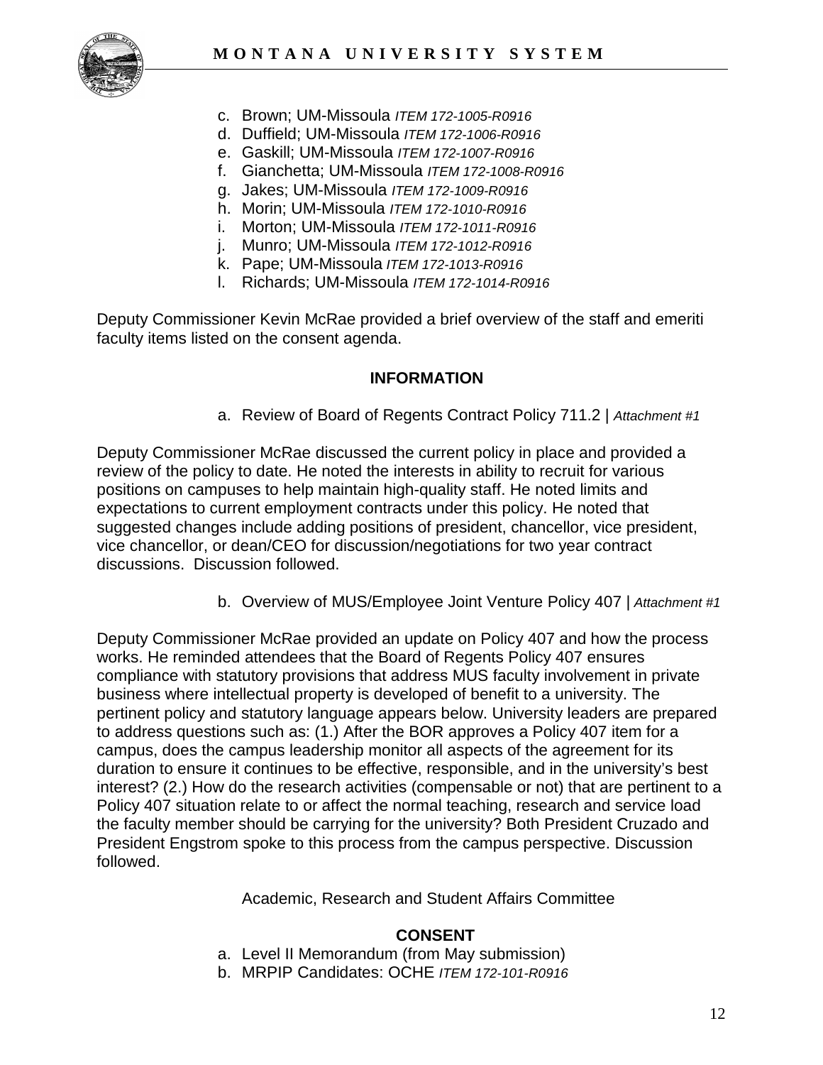c. Brown; UM-Missoula *ITEM 172-1005-R0916*
d. Duffield; UM-Missoula *ITEM 172-1006-R0916*
e. Gaskill; UM-Missoula *ITEM 172-1007-R0916*
f. Gianchetta; UM-Missoula *ITEM 172-1008-R0916*
g. Jakes; UM-Missoula *ITEM 172-1009-R0916*
h. Morin; UM-Missoula *ITEM 172-1010-R0916*
i. Morton; UM-Missoula *ITEM 172-1011-R0916*
j. Munro; UM-Missoula *ITEM 172-1012-R0916*
k. Pape; UM-Missoula *ITEM 172-1013-R0916*
l. Richards; UM-Missoula *ITEM 172-1014-R0916*

Deputy Commissioner Kevin McRae provided a brief overview of the staff and emeriti faculty items listed on the consent agenda.

**INFORMATION**

a. Review of Board of Regents Contract Policy 711.2 | *Attachment #1*

Deputy Commissioner McRae discussed the current policy in place and provided a review of the policy to date. He noted the interests in ability to recruit for various positions on campuses to help maintain high-quality staff. He noted limits and expectations to current employment contracts under this policy. He noted that suggested changes include adding positions of president, chancellor, vice president, vice chancellor, or dean/CEO for discussion/negotiations for two year contract discussions. Discussion followed.

b. Overview of MUS/Employee Joint Venture Policy 407 | *Attachment #1*

Deputy Commissioner McRae provided an update on Policy 407 and how the process works. He reminded attendees that the Board of Regents Policy 407 ensures compliance with statutory provisions that address MUS faculty involvement in private business where intellectual property is developed of benefit to a university. The pertinent policy and statutory language appears below. University leaders are prepared to address questions such as: (1.) After the BOR approves a Policy 407 item for a campus, does the campus leadership monitor all aspects of the agreement for its duration to ensure it continues to be effective, responsible, and in the university's best interest? (2.) How do the research activities (compensable or not) that are pertinent to a Policy 407 situation relate to or affect the normal teaching, research and service load the faculty member should be carrying for the university? Both President Cruzado and President Engstrom spoke to this process from the campus perspective. Discussion followed.

Academic, Research and Student Affairs Committee

**CONSENT**

a. Level II Memorandum (from May submission)
b. MRPIP Candidates: OCHE *ITEM 172-101-R0916*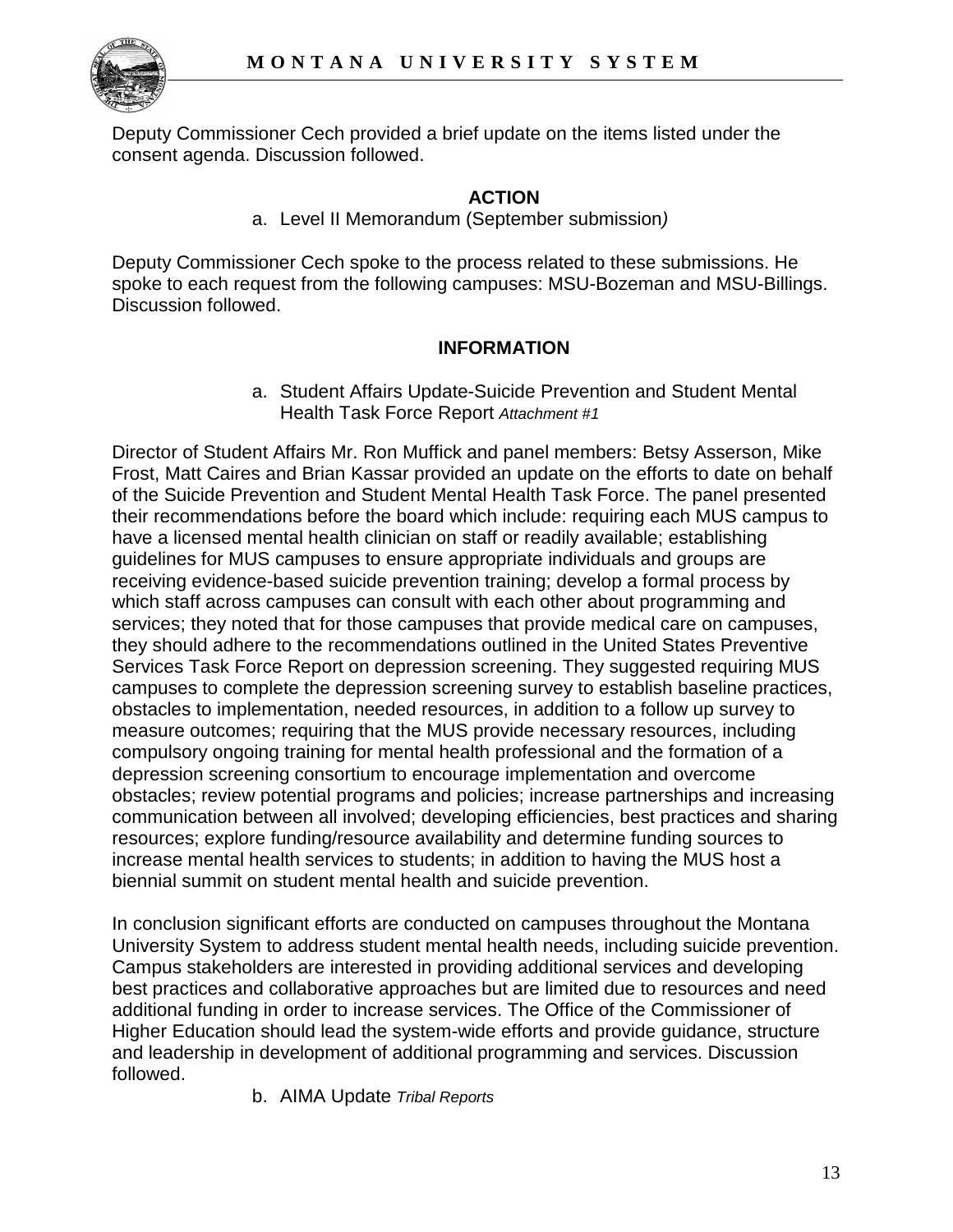Deputy Commissioner Cech provided a brief update on the items listed under the consent agenda. Discussion followed.

**ACTION**

a. Level II Memorandum (September submission*)*

Deputy Commissioner Cech spoke to the process related to these submissions. He spoke to each request from the following campuses: MSU-Bozeman and MSU-Billings. Discussion followed.

**INFORMATION**

a. Student Affairs Update-Suicide Prevention and Student Mental Health Task Force Report *Attachment #1*

Director of Student Affairs Mr. Ron Muffick and panel members: Betsy Asserson, Mike Frost, Matt Caires and Brian Kassar provided an update on the efforts to date on behalf of the Suicide Prevention and Student Mental Health Task Force. The panel presented their recommendations before the board which include: requiring each MUS campus to have a licensed mental health clinician on staff or readily available; establishing guidelines for MUS campuses to ensure appropriate individuals and groups are receiving evidence-based suicide prevention training; develop a formal process by which staff across campuses can consult with each other about programming and services; they noted that for those campuses that provide medical care on campuses, they should adhere to the recommendations outlined in the United States Preventive Services Task Force Report on depression screening. They suggested requiring MUS campuses to complete the depression screening survey to establish baseline practices, obstacles to implementation, needed resources, in addition to a follow up survey to measure outcomes; requiring that the MUS provide necessary resources, including compulsory ongoing training for mental health professional and the formation of a depression screening consortium to encourage implementation and overcome obstacles; review potential programs and policies; increase partnerships and increasing communication between all involved; developing efficiencies, best practices and sharing resources; explore funding/resource availability and determine funding sources to increase mental health services to students; in addition to having the MUS host a biennial summit on student mental health and suicide prevention.

In conclusion significant efforts are conducted on campuses throughout the Montana University System to address student mental health needs, including suicide prevention. Campus stakeholders are interested in providing additional services and developing best practices and collaborative approaches but are limited due to resources and need additional funding in order to increase services. The Office of the Commissioner of Higher Education should lead the system-wide efforts and provide guidance, structure and leadership in development of additional programming and services. Discussion followed.

b. AIMA Update *Tribal Reports*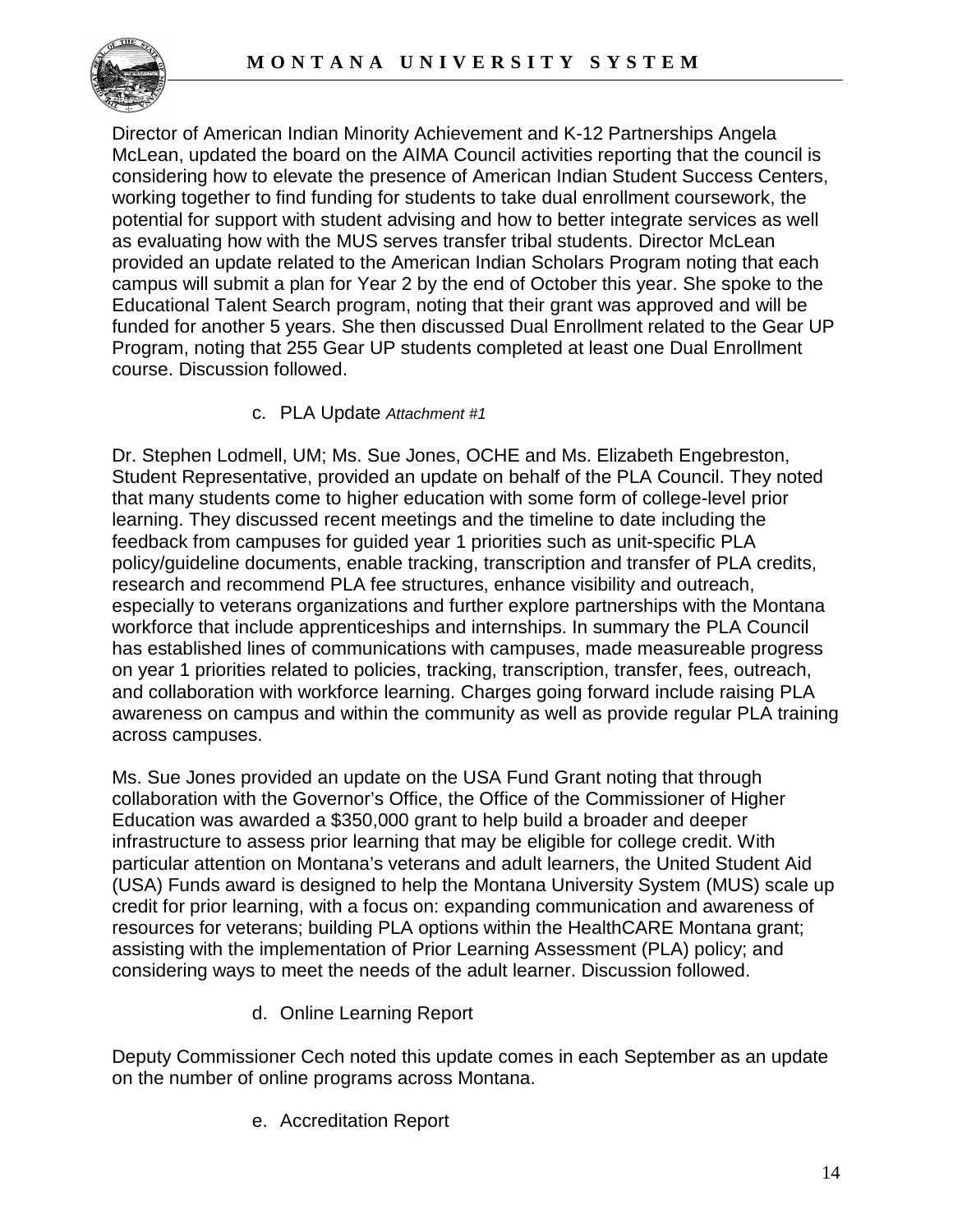Director of American Indian Minority Achievement and K-12 Partnerships Angela McLean, updated the board on the AIMA Council activities reporting that the council is considering how to elevate the presence of American Indian Student Success Centers, working together to find funding for students to take dual enrollment coursework, the potential for support with student advising and how to better integrate services as well as evaluating how with the MUS serves transfer tribal students. Director McLean provided an update related to the American Indian Scholars Program noting that each campus will submit a plan for Year 2 by the end of October this year. She spoke to the Educational Talent Search program, noting that their grant was approved and will be funded for another 5 years. She then discussed Dual Enrollment related to the Gear UP Program, noting that 255 Gear UP students completed at least one Dual Enrollment course. Discussion followed.

c. PLA Update *Attachment #1*

Dr. Stephen Lodmell, UM; Ms. Sue Jones, OCHE and Ms. Elizabeth Engebreston, Student Representative, provided an update on behalf of the PLA Council. They noted that many students come to higher education with some form of college-level prior learning. They discussed recent meetings and the timeline to date including the feedback from campuses for guided year 1 priorities such as unit-specific PLA policy/guideline documents, enable tracking, transcription and transfer of PLA credits, research and recommend PLA fee structures, enhance visibility and outreach, especially to veterans organizations and further explore partnerships with the Montana workforce that include apprenticeships and internships. In summary the PLA Council has established lines of communications with campuses, made measureable progress on year 1 priorities related to policies, tracking, transcription, transfer, fees, outreach, and collaboration with workforce learning. Charges going forward include raising PLA awareness on campus and within the community as well as provide regular PLA training across campuses.

Ms. Sue Jones provided an update on the USA Fund Grant noting that through collaboration with the Governor's Office, the Office of the Commissioner of Higher Education was awarded a $350,000 grant to help build a broader and deeper infrastructure to assess prior learning that may be eligible for college credit. With particular attention on Montana's veterans and adult learners, the United Student Aid (USA) Funds award is designed to help the Montana University System (MUS) scale up credit for prior learning, with a focus on: expanding communication and awareness of resources for veterans; building PLA options within the HealthCARE Montana grant; assisting with the implementation of Prior Learning Assessment (PLA) policy; and considering ways to meet the needs of the adult learner. Discussion followed.

d. Online Learning Report

Deputy Commissioner Cech noted this update comes in each September as an update on the number of online programs across Montana.

e. Accreditation Report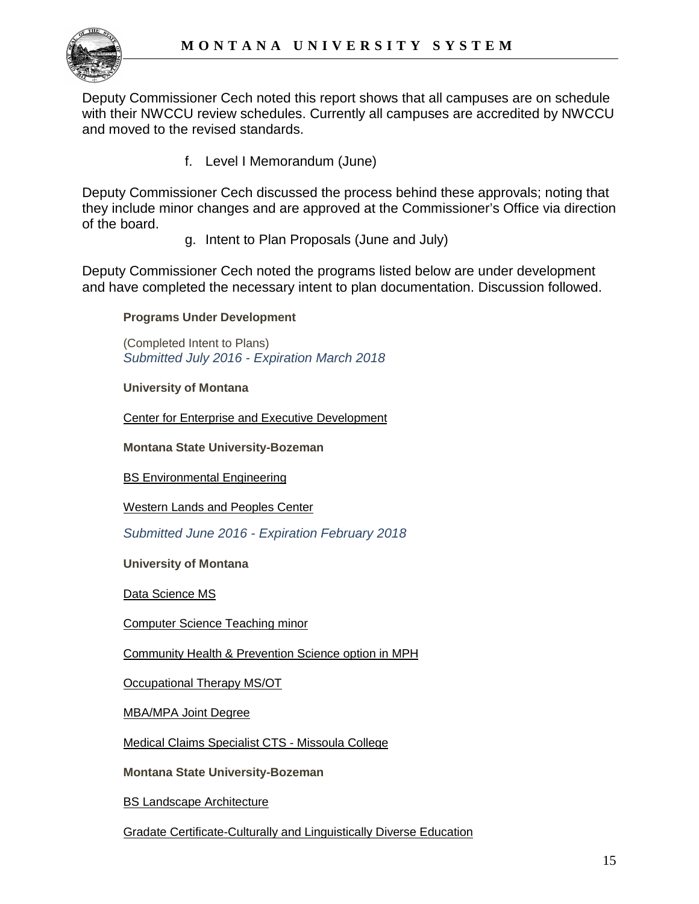Deputy Commissioner Cech noted this report shows that all campuses are on schedule with their NWCCU review schedules. Currently all campuses are accredited by NWCCU and moved to the revised standards.

f. Level I Memorandum (June)

Deputy Commissioner Cech discussed the process behind these approvals; noting that they include minor changes and are approved at the Commissioner's Office via direction of the board.

g. Intent to Plan Proposals (June and July)

Deputy Commissioner Cech noted the programs listed below are under development and have completed the necessary intent to plan documentation. Discussion followed.

**Programs Under Development**

(Completed Intent to Plans)
*Submitted July 2016 - Expiration March 2018*

**University of Montana**

Center for Enterprise and Executive Development

**Montana State University-Bozeman**

BS Environmental Engineering

Western Lands and Peoples Center

*Submitted June 2016 - Expiration February 2018*

**University of Montana**

Data Science MS

Computer Science Teaching minor

Community Health & Prevention Science option in MPH

Occupational Therapy MS/OT

MBA/MPA Joint Degree

Medical Claims Specialist CTS - Missoula College

**Montana State University-Bozeman**

BS Landscape Architecture

Gradate Certificate-Culturally and Linguistically Diverse Education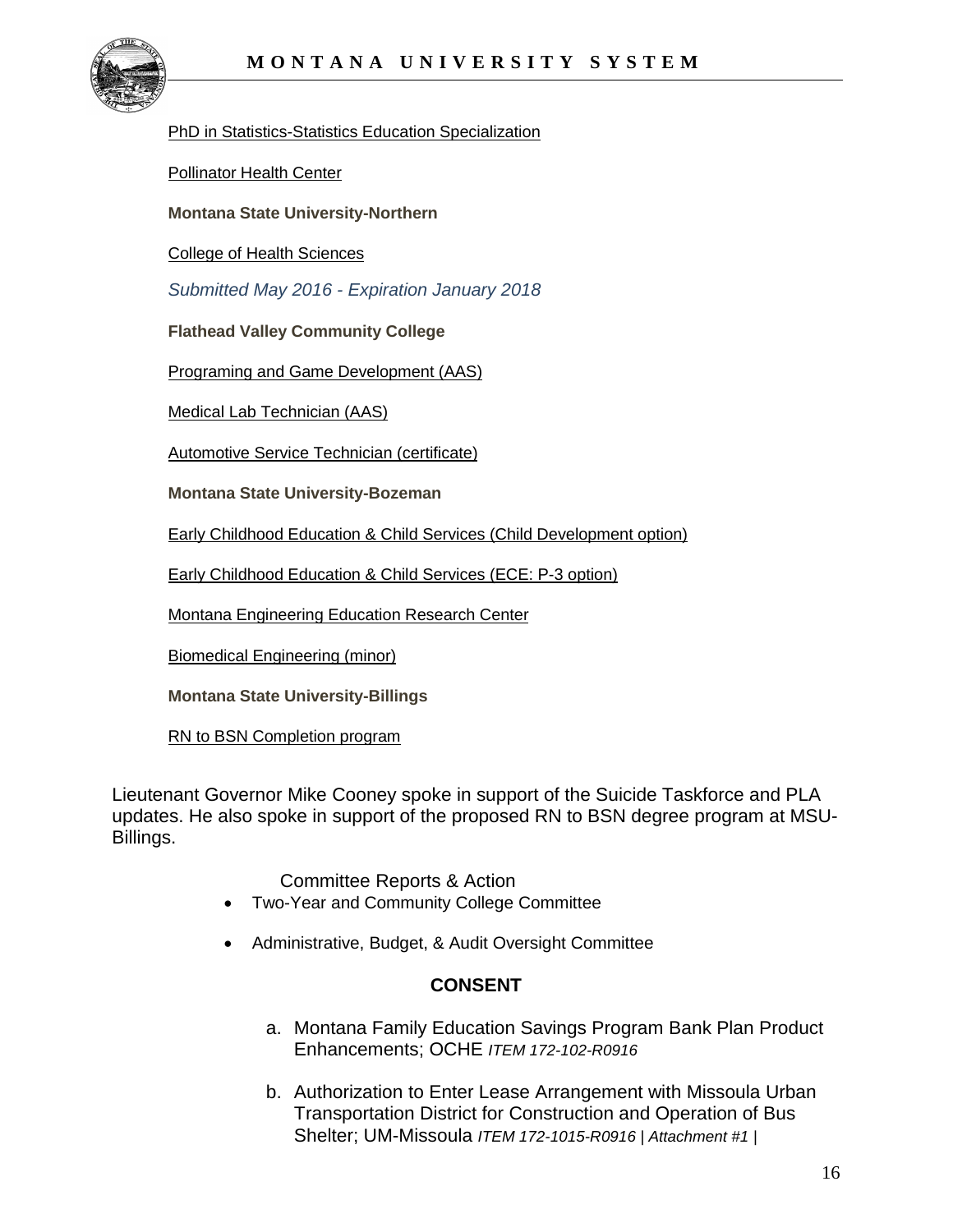PhD in Statistics-Statistics Education Specialization

Pollinator Health Center

**Montana State University-Northern**

College of Health Sciences

*Submitted May 2016 - Expiration January 2018*

**Flathead Valley Community College**

Programing and Game Development (AAS)

Medical Lab Technician (AAS)

Automotive Service Technician (certificate)

**Montana State University-Bozeman**

Early Childhood Education & Child Services (Child Development option)

Early Childhood Education & Child Services (ECE: P-3 option)

Montana Engineering Education Research Center

Biomedical Engineering (minor)

**Montana State University-Billings**

RN to BSN Completion program

Lieutenant Governor Mike Cooney spoke in support of the Suicide Taskforce and PLA updates. He also spoke in support of the proposed RN to BSN degree program at MSU-Billings.

Committee Reports & Action

- Two-Year and Community College Committee
- Administrative, Budget, & Audit Oversight Committee

**CONSENT**

a. Montana Family Education Savings Program Bank Plan Product Enhancements; OCHE *ITEM 172-102-R0916*

b. Authorization to Enter Lease Arrangement with Missoula Urban Transportation District for Construction and Operation of Bus Shelter; UM-Missoula *ITEM 172-1015-R0916 | Attachment #1 |*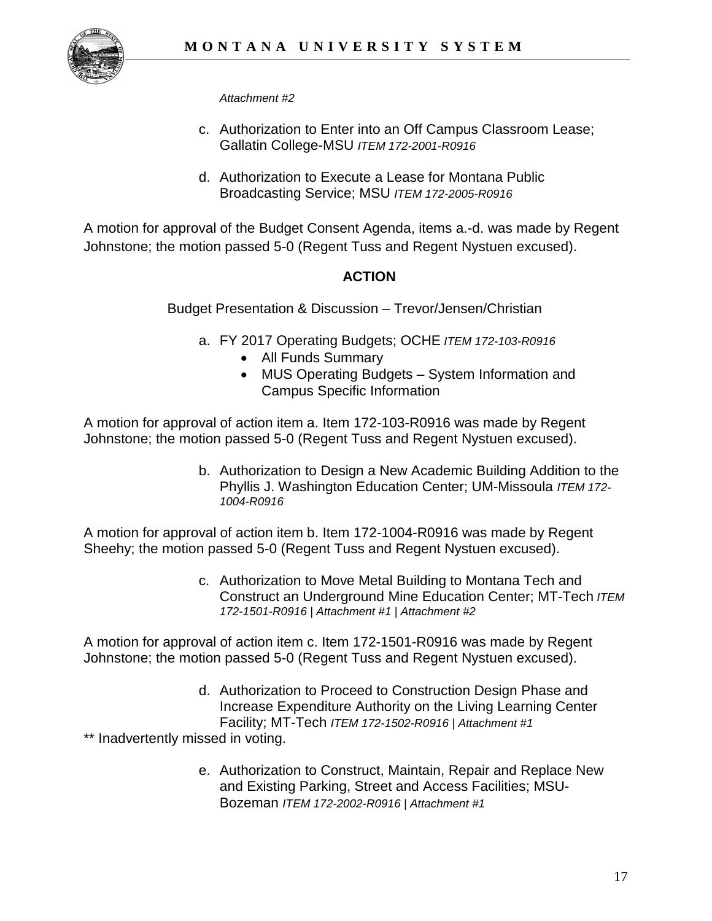*Attachment #2*

c. Authorization to Enter into an Off Campus Classroom Lease; Gallatin College-MSU *ITEM 172-2001-R0916*

d. Authorization to Execute a Lease for Montana Public Broadcasting Service; MSU *ITEM 172-2005-R0916*

A motion for approval of the Budget Consent Agenda, items a.-d. was made by Regent Johnstone; the motion passed 5-0 (Regent Tuss and Regent Nystuen excused).

## ACTION

Budget Presentation & Discussion – Trevor/Jensen/Christian

a. FY 2017 Operating Budgets; OCHE *ITEM 172-103-R0916*
   - All Funds Summary
   - MUS Operating Budgets – System Information and Campus Specific Information

A motion for approval of action item a. Item 172-103-R0916 was made by Regent Johnstone; the motion passed 5-0 (Regent Tuss and Regent Nystuen excused).

b. Authorization to Design a New Academic Building Addition to the Phyllis J. Washington Education Center; UM-Missoula *ITEM 172-1004-R0916*

A motion for approval of action item b. Item 172-1004-R0916 was made by Regent Sheehy; the motion passed 5-0 (Regent Tuss and Regent Nystuen excused).

c. Authorization to Move Metal Building to Montana Tech and Construct an Underground Mine Education Center; MT-Tech *ITEM 172-1501-R0916 | Attachment #1 | Attachment #2*

A motion for approval of action item c. Item 172-1501-R0916 was made by Regent Johnstone; the motion passed 5-0 (Regent Tuss and Regent Nystuen excused).

d. Authorization to Proceed to Construction Design Phase and Increase Expenditure Authority on the Living Learning Center Facility; MT-Tech *ITEM 172-1502-R0916 | Attachment #1*

** Inadvertently missed in voting.

e. Authorization to Construct, Maintain, Repair and Replace New and Existing Parking, Street and Access Facilities; MSU-Bozeman *ITEM 172-2002-R0916 | Attachment #1*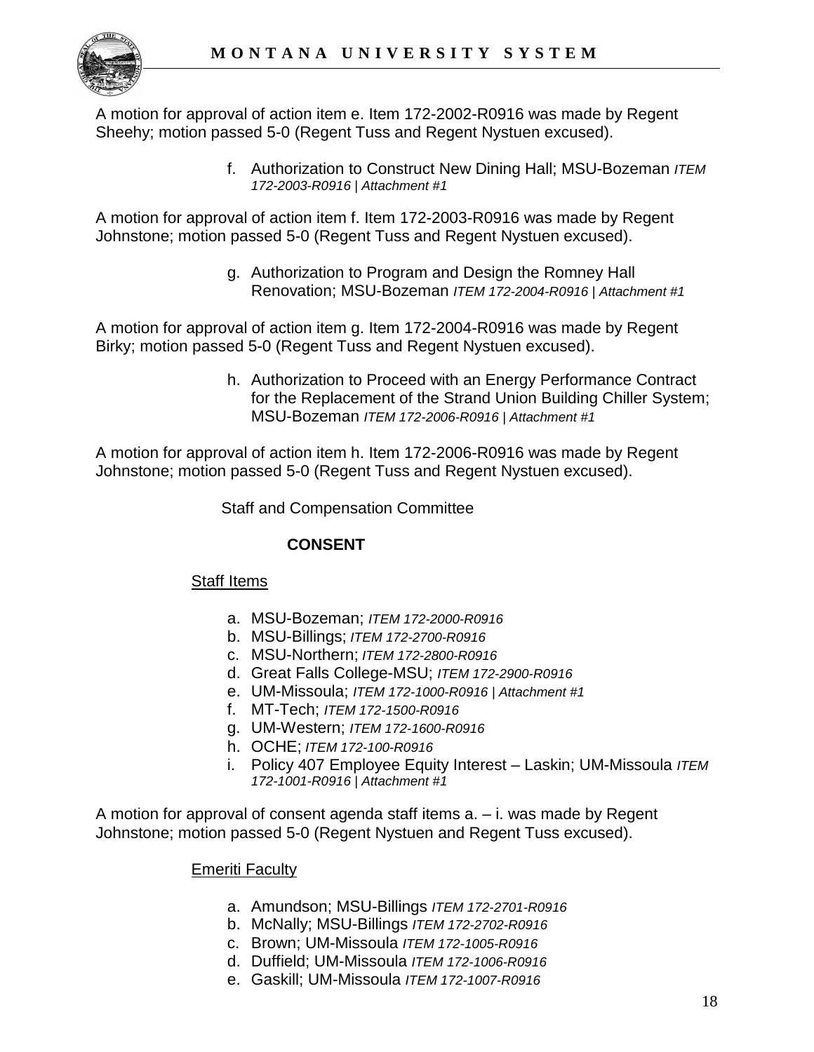A motion for approval of action item e. Item 172-2002-R0916 was made by Regent Sheehy; motion passed 5-0 (Regent Tuss and Regent Nystuen excused).

f. Authorization to Construct New Dining Hall; MSU-Bozeman *ITEM 172-2003-R0916 | Attachment #1*

A motion for approval of action item f. Item 172-2003-R0916 was made by Regent Johnstone; motion passed 5-0 (Regent Tuss and Regent Nystuen excused).

g. Authorization to Program and Design the Romney Hall Renovation; MSU-Bozeman *ITEM 172-2004-R0916 | Attachment #1*

A motion for approval of action item g. Item 172-2004-R0916 was made by Regent Birky; motion passed 5-0 (Regent Tuss and Regent Nystuen excused).

h. Authorization to Proceed with an Energy Performance Contract for the Replacement of the Strand Union Building Chiller System; MSU-Bozeman *ITEM 172-2006-R0916 | Attachment #1*

A motion for approval of action item h. Item 172-2006-R0916 was made by Regent Johnstone; motion passed 5-0 (Regent Tuss and Regent Nystuen excused).

Staff and Compensation Committee

**CONSENT**

Staff Items

a. MSU-Bozeman; *ITEM 172-2000-R0916*
b. MSU-Billings; *ITEM 172-2700-R0916*
c. MSU-Northern; *ITEM 172-2800-R0916*
d. Great Falls College-MSU; *ITEM 172-2900-R0916*
e. UM-Missoula; *ITEM 172-1000-R0916 | Attachment #1*
f. MT-Tech; *ITEM 172-1500-R0916*
g. UM-Western; *ITEM 172-1600-R0916*
h. OCHE; *ITEM 172-100-R0916*
i. Policy 407 Employee Equity Interest – Laskin; UM-Missoula *ITEM 172-1001-R0916 | Attachment #1*

A motion for approval of consent agenda staff items a. – i. was made by Regent Johnstone; motion passed 5-0 (Regent Nystuen and Regent Tuss excused).

Emeriti Faculty

a. Amundson; MSU-Billings *ITEM 172-2701-R0916*
b. McNally; MSU-Billings *ITEM 172-2702-R0916*
c. Brown; UM-Missoula *ITEM 172-1005-R0916*
d. Duffield; UM-Missoula *ITEM 172-1006-R0916*
e. Gaskill; UM-Missoula *ITEM 172-1007-R0916*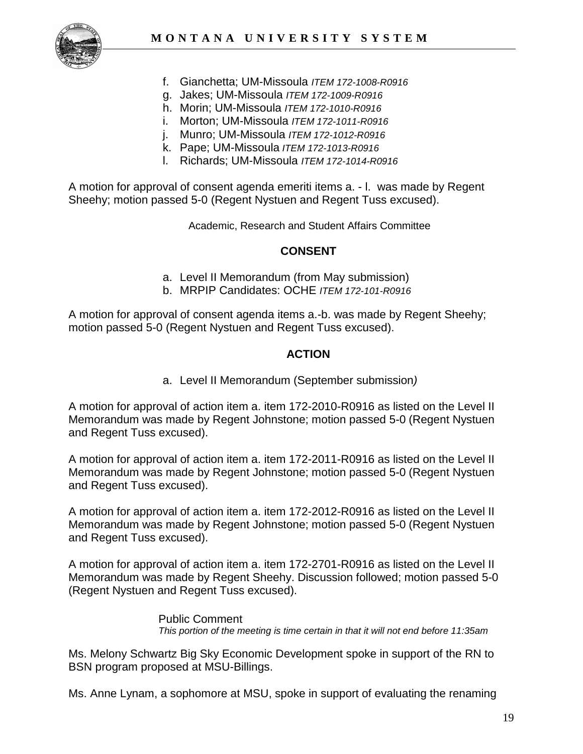f. Gianchetta; UM-Missoula *ITEM 172-1008-R0916*
g. Jakes; UM-Missoula *ITEM 172-1009-R0916*
h. Morin; UM-Missoula *ITEM 172-1010-R0916*
i. Morton; UM-Missoula *ITEM 172-1011-R0916*
j. Munro; UM-Missoula *ITEM 172-1012-R0916*
k. Pape; UM-Missoula *ITEM 172-1013-R0916*
l. Richards; UM-Missoula *ITEM 172-1014-R0916*

A motion for approval of consent agenda emeriti items a. - l. was made by Regent Sheehy; motion passed 5-0 (Regent Nystuen and Regent Tuss excused).

Academic, Research and Student Affairs Committee

**CONSENT**

a. Level II Memorandum (from May submission)
b. MRPIP Candidates: OCHE *ITEM 172-101-R0916*

A motion for approval of consent agenda items a.-b. was made by Regent Sheehy; motion passed 5-0 (Regent Nystuen and Regent Tuss excused).

**ACTION**

a. Level II Memorandum (September submission*)*

A motion for approval of action item a. item 172-2010-R0916 as listed on the Level II Memorandum was made by Regent Johnstone; motion passed 5-0 (Regent Nystuen and Regent Tuss excused).

A motion for approval of action item a. item 172-2011-R0916 as listed on the Level II Memorandum was made by Regent Johnstone; motion passed 5-0 (Regent Nystuen and Regent Tuss excused).

A motion for approval of action item a. item 172-2012-R0916 as listed on the Level II Memorandum was made by Regent Johnstone; motion passed 5-0 (Regent Nystuen and Regent Tuss excused).

A motion for approval of action item a. item 172-2701-R0916 as listed on the Level II Memorandum was made by Regent Sheehy. Discussion followed; motion passed 5-0 (Regent Nystuen and Regent Tuss excused).

Public Comment
*This portion of the meeting is time certain in that it will not end before 11:35am*

Ms. Melony Schwartz Big Sky Economic Development spoke in support of the RN to BSN program proposed at MSU-Billings.

Ms. Anne Lynam, a sophomore at MSU, spoke in support of evaluating the renaming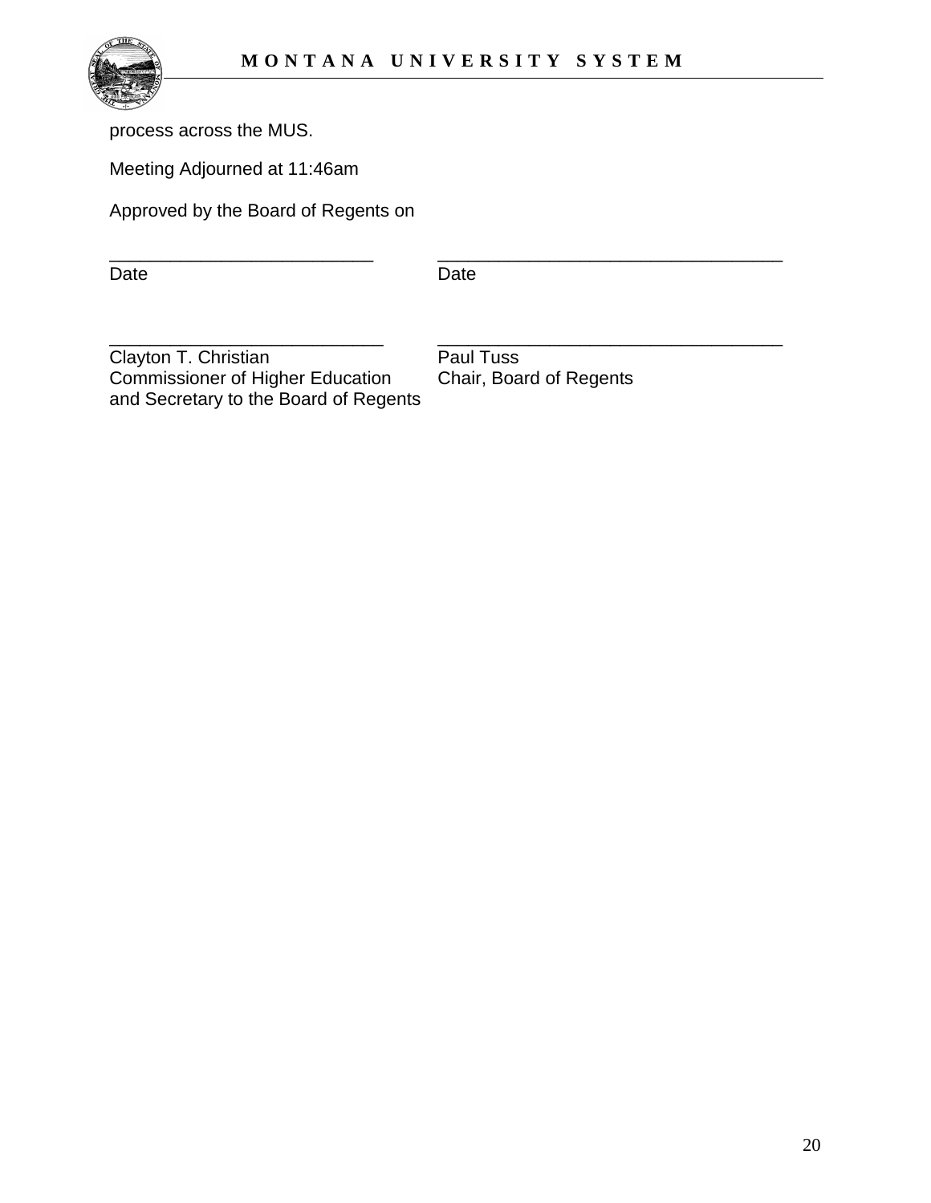process across the MUS.

Meeting Adjourned at 11:46am

Approved by the Board of Regents on

| | |
|---|---|
| ___________________________ | ____________________________________ |
| Date | Date |
| ___________________________ | ____________________________________ |
| Clayton T. Christian<br>Commissioner of Higher Education<br>and Secretary to the Board of Regents | Paul Tuss<br>Chair, Board of Regents |